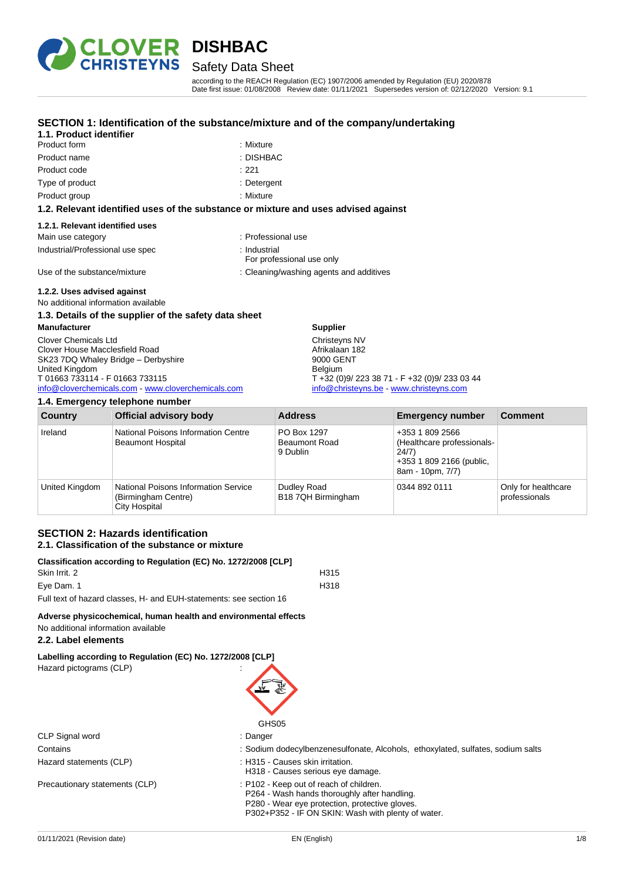# DISHBAC

## Safety Data Sheet

according to the REACH Regulation (EC) 1907/2006 amended by Regulation (EU) 2020/878
Date first issue: 01/08/2008 Review date: 01/11/2021 Supersedes version of: 02/12/2020 Version: 9.1

## SECTION 1: Identification of the substance/mixture and of the company/undertaking

### 1.1. Product identifier

Product form : Mixture

Product name : DISHBAC

Product code : 221

Type of product : Detergent

Product group : Mixture

### 1.2. Relevant identified uses of the substance or mixture and uses advised against

#### 1.2.1. Relevant identified uses

Main use category : Professional use

Industrial/Professional use spec : Industrial
For professional use only

Use of the substance/mixture : Cleaning/washing agents and additives

#### 1.2.2. Uses advised against

No additional information available

### 1.3. Details of the supplier of the safety data sheet

**Manufacturer**

Clover Chemicals Ltd
Clover House Macclesfield Road
SK23 7DQ Whaley Bridge – Derbyshire
United Kingdom
T 01663 733114 - F 01663 733115
info@cloverchemicals.com - www.cloverchemicals.com

**Supplier**

Christeyns NV
Afrikalaan 182
9000 GENT
Belgium
T +32 (0)9/ 223 38 71 - F +32 (0)9/ 233 03 44
info@christeyns.be - www.christeyns.com

### 1.4. Emergency telephone number

| Country | Official advisory body | Address | Emergency number | Comment |
|---|---|---|---|---|
| Ireland | National Poisons Information Centre Beaumont Hospital | PO Box 1297 Beaumont Road 9 Dublin | +353 1 809 2566 (Healthcare professionals- 24/7) +353 1 809 2166 (public, 8am - 10pm, 7/7) | |
| United Kingdom | National Poisons Information Service (Birmingham Centre) City Hospital | Dudley Road B18 7QH Birmingham | 0344 892 0111 | Only for healthcare professionals |

## SECTION 2: Hazards identification

### 2.1. Classification of the substance or mixture

**Classification according to Regulation (EC) No. 1272/2008 [CLP]**

Skin Irrit. 2 H315

Eye Dam. 1 H318

Full text of hazard classes, H- and EUH-statements: see section 16

**Adverse physicochemical, human health and environmental effects**

No additional information available

### 2.2. Label elements

**Labelling according to Regulation (EC) No. 1272/2008 [CLP]**

Hazard pictograms (CLP) :

GHS05

CLP Signal word : Danger

Contains : Sodium dodecylbenzenesulfonate, Alcohols, ethoxylated, sulfates, sodium salts

Hazard statements (CLP) : H315 - Causes skin irritation.
H318 - Causes serious eye damage.

Precautionary statements (CLP) : P102 - Keep out of reach of children.
P264 - Wash hands thoroughly after handling.
P280 - Wear eye protection, protective gloves.
P302+P352 - IF ON SKIN: Wash with plenty of water.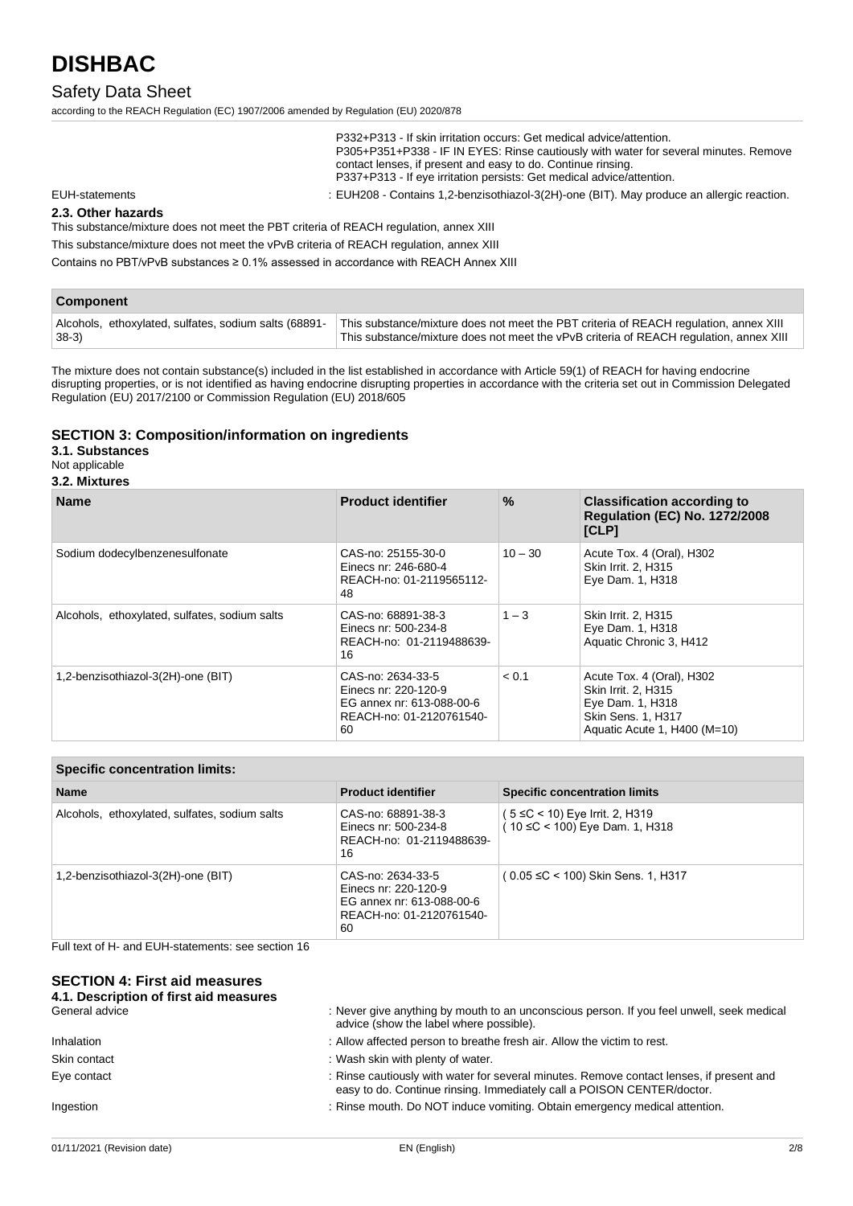P332+P313 - If skin irritation occurs: Get medical advice/attention.
P305+P351+P338 - IF IN EYES: Rinse cautiously with water for several minutes. Remove contact lenses, if present and easy to do. Continue rinsing.
P337+P313 - If eye irritation persists: Get medical advice/attention.

EUH-statements : EUH208 - Contains 1,2-benzisothiazol-3(2H)-one (BIT). May produce an allergic reaction.

### 2.3. Other hazards

This substance/mixture does not meet the PBT criteria of REACH regulation, annex XIII

This substance/mixture does not meet the vPvB criteria of REACH regulation, annex XIII

Contains no PBT/vPvB substances ≥ 0.1% assessed in accordance with REACH Annex XIII

| Component | |
|---|---|
| Alcohols, ethoxylated, sulfates, sodium salts (68891-38-3) | This substance/mixture does not meet the PBT criteria of REACH regulation, annex XIII<br>This substance/mixture does not meet the vPvB criteria of REACH regulation, annex XIII |

The mixture does not contain substance(s) included in the list established in accordance with Article 59(1) of REACH for having endocrine disrupting properties, or is not identified as having endocrine disrupting properties in accordance with the criteria set out in Commission Delegated Regulation (EU) 2017/2100 or Commission Regulation (EU) 2018/605

## SECTION 3: Composition/information on ingredients

### 3.1. Substances

Not applicable

### 3.2. Mixtures

| Name | Product identifier | % | Classification according to Regulation (EC) No. 1272/2008 [CLP] |
|---|---|---|---|
| Sodium dodecylbenzenesulfonate | CAS-no: 25155-30-0<br>Einecs nr: 246-680-4<br>REACH-no: 01-2119565112-48 | 10 – 30 | Acute Tox. 4 (Oral), H302<br>Skin Irrit. 2, H315<br>Eye Dam. 1, H318 |
| Alcohols, ethoxylated, sulfates, sodium salts | CAS-no: 68891-38-3<br>Einecs nr: 500-234-8<br>REACH-no: 01-2119488639-16 | 1 – 3 | Skin Irrit. 2, H315<br>Eye Dam. 1, H318<br>Aquatic Chronic 3, H412 |
| 1,2-benzisothiazol-3(2H)-one (BIT) | CAS-no: 2634-33-5<br>Einecs nr: 220-120-9<br>EG annex nr: 613-088-00-6<br>REACH-no: 01-2120761540-60 | < 0.1 | Acute Tox. 4 (Oral), H302<br>Skin Irrit. 2, H315<br>Eye Dam. 1, H318<br>Skin Sens. 1, H317<br>Aquatic Acute 1, H400 (M=10) |

| Specific concentration limits: | | |
|---|---|---|
| **Name** | **Product identifier** | **Specific concentration limits** |
| Alcohols, ethoxylated, sulfates, sodium salts | CAS-no: 68891-38-3<br>Einecs nr: 500-234-8<br>REACH-no: 01-2119488639-16 | ( 5 ≤C < 10) Eye Irrit. 2, H319<br>( 10 ≤C < 100) Eye Dam. 1, H318 |
| 1,2-benzisothiazol-3(2H)-one (BIT) | CAS-no: 2634-33-5<br>Einecs nr: 220-120-9<br>EG annex nr: 613-088-00-6<br>REACH-no: 01-2120761540-60 | ( 0.05 ≤C < 100) Skin Sens. 1, H317 |

Full text of H- and EUH-statements: see section 16

## SECTION 4: First aid measures

### 4.1. Description of first aid measures

General advice : Never give anything by mouth to an unconscious person. If you feel unwell, seek medical advice (show the label where possible).

Inhalation : Allow affected person to breathe fresh air. Allow the victim to rest.

Skin contact : Wash skin with plenty of water.

Eye contact : Rinse cautiously with water for several minutes. Remove contact lenses, if present and easy to do. Continue rinsing. Immediately call a POISON CENTER/doctor.

Ingestion : Rinse mouth. Do NOT induce vomiting. Obtain emergency medical attention.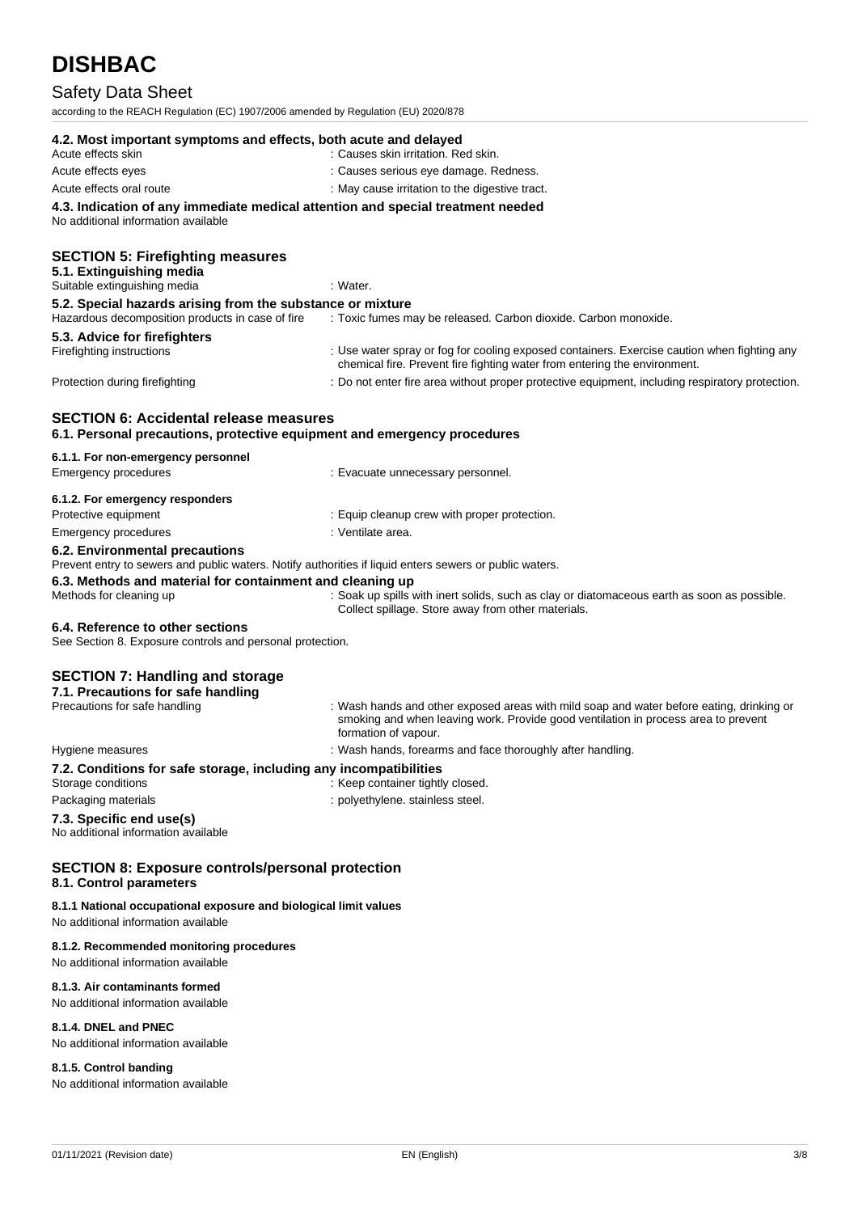### 4.2. Most important symptoms and effects, both acute and delayed

| | |
|---|---|
| Acute effects skin | : Causes skin irritation. Red skin. |
| Acute effects eyes | : Causes serious eye damage. Redness. |
| Acute effects oral route | : May cause irritation to the digestive tract. |

### 4.3. Indication of any immediate medical attention and special treatment needed

No additional information available

## SECTION 5: Firefighting measures

### 5.1. Extinguishing media

| | |
|---|---|
| Suitable extinguishing media | : Water. |

### 5.2. Special hazards arising from the substance or mixture

| | |
|---|---|
| Hazardous decomposition products in case of fire | : Toxic fumes may be released. Carbon dioxide. Carbon monoxide. |

### 5.3. Advice for firefighters

| | |
|---|---|
| Firefighting instructions | : Use water spray or fog for cooling exposed containers. Exercise caution when fighting any chemical fire. Prevent fire fighting water from entering the environment. |
| Protection during firefighting | : Do not enter fire area without proper protective equipment, including respiratory protection. |

## SECTION 6: Accidental release measures

### 6.1. Personal precautions, protective equipment and emergency procedures

#### 6.1.1. For non-emergency personnel

| | |
|---|---|
| Emergency procedures | : Evacuate unnecessary personnel. |

#### 6.1.2. For emergency responders

| | |
|---|---|
| Protective equipment | : Equip cleanup crew with proper protection. |
| Emergency procedures | : Ventilate area. |

### 6.2. Environmental precautions

Prevent entry to sewers and public waters. Notify authorities if liquid enters sewers or public waters.

### 6.3. Methods and material for containment and cleaning up

| | |
|---|---|
| Methods for cleaning up | : Soak up spills with inert solids, such as clay or diatomaceous earth as soon as possible. Collect spillage. Store away from other materials. |

### 6.4. Reference to other sections

See Section 8. Exposure controls and personal protection.

## SECTION 7: Handling and storage

### 7.1. Precautions for safe handling

| | |
|---|---|
| Precautions for safe handling | : Wash hands and other exposed areas with mild soap and water before eating, drinking or smoking and when leaving work. Provide good ventilation in process area to prevent formation of vapour. |
| Hygiene measures | : Wash hands, forearms and face thoroughly after handling. |

### 7.2. Conditions for safe storage, including any incompatibilities

| | |
|---|---|
| Storage conditions | : Keep container tightly closed. |
| Packaging materials | : polyethylene. stainless steel. |

### 7.3. Specific end use(s)

No additional information available

## SECTION 8: Exposure controls/personal protection

### 8.1. Control parameters

#### 8.1.1 National occupational exposure and biological limit values

No additional information available

#### 8.1.2. Recommended monitoring procedures

No additional information available

#### 8.1.3. Air contaminants formed

No additional information available

#### 8.1.4. DNEL and PNEC

No additional information available

#### 8.1.5. Control banding

No additional information available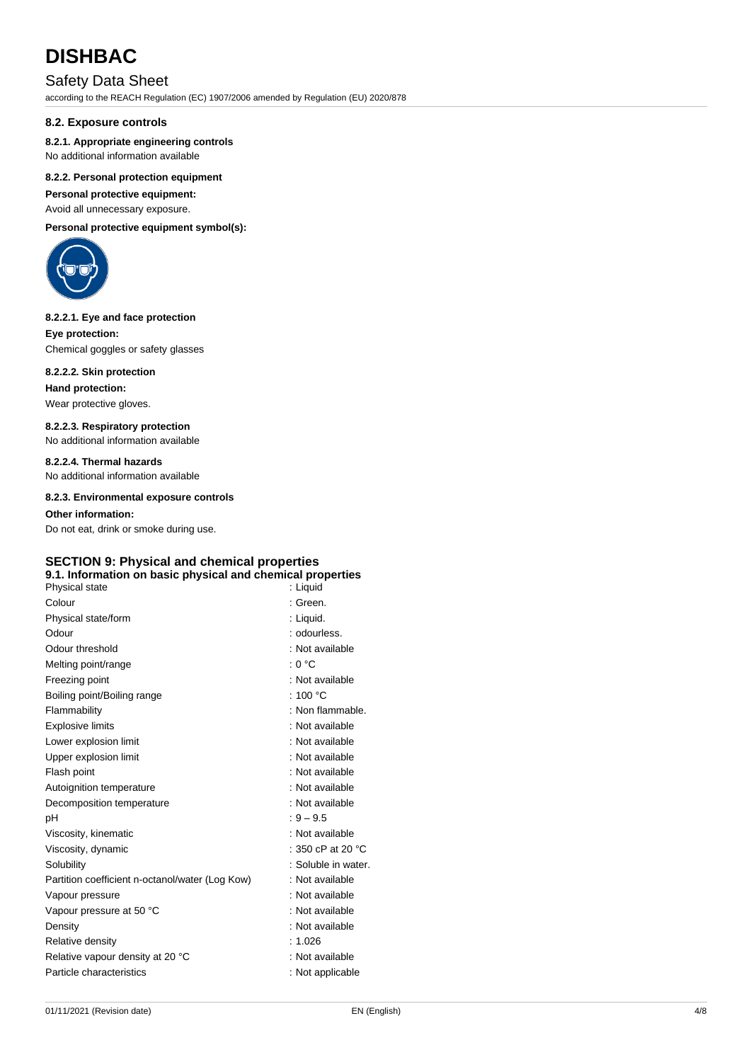## 8.2. Exposure controls

#### 8.2.1. Appropriate engineering controls

No additional information available

#### 8.2.2. Personal protection equipment

**Personal protective equipment:**

Avoid all unnecessary exposure.

**Personal protective equipment symbol(s):**

#### 8.2.2.1. Eye and face protection

**Eye protection:**

Chemical goggles or safety glasses

#### 8.2.2.2. Skin protection

**Hand protection:**

Wear protective gloves.

#### 8.2.2.3. Respiratory protection

No additional information available

#### 8.2.2.4. Thermal hazards

No additional information available

#### 8.2.3. Environmental exposure controls

**Other information:**

Do not eat, drink or smoke during use.

# SECTION 9: Physical and chemical properties

## 9.1. Information on basic physical and chemical properties

| Property | Value |
|---|---|
| Physical state | : Liquid |
| Colour | : Green. |
| Physical state/form | : Liquid. |
| Odour | : odourless. |
| Odour threshold | : Not available |
| Melting point/range | : 0 °C |
| Freezing point | : Not available |
| Boiling point/Boiling range | : 100 °C |
| Flammability | : Non flammable. |
| Explosive limits | : Not available |
| Lower explosion limit | : Not available |
| Upper explosion limit | : Not available |
| Flash point | : Not available |
| Autoignition temperature | : Not available |
| Decomposition temperature | : Not available |
| pH | : 9 – 9.5 |
| Viscosity, kinematic | : Not available |
| Viscosity, dynamic | : 350 cP at 20 °C |
| Solubility | : Soluble in water. |
| Partition coefficient n-octanol/water (Log Kow) | : Not available |
| Vapour pressure | : Not available |
| Vapour pressure at 50 °C | : Not available |
| Density | : Not available |
| Relative density | : 1.026 |
| Relative vapour density at 20 °C | : Not available |
| Particle characteristics | : Not applicable |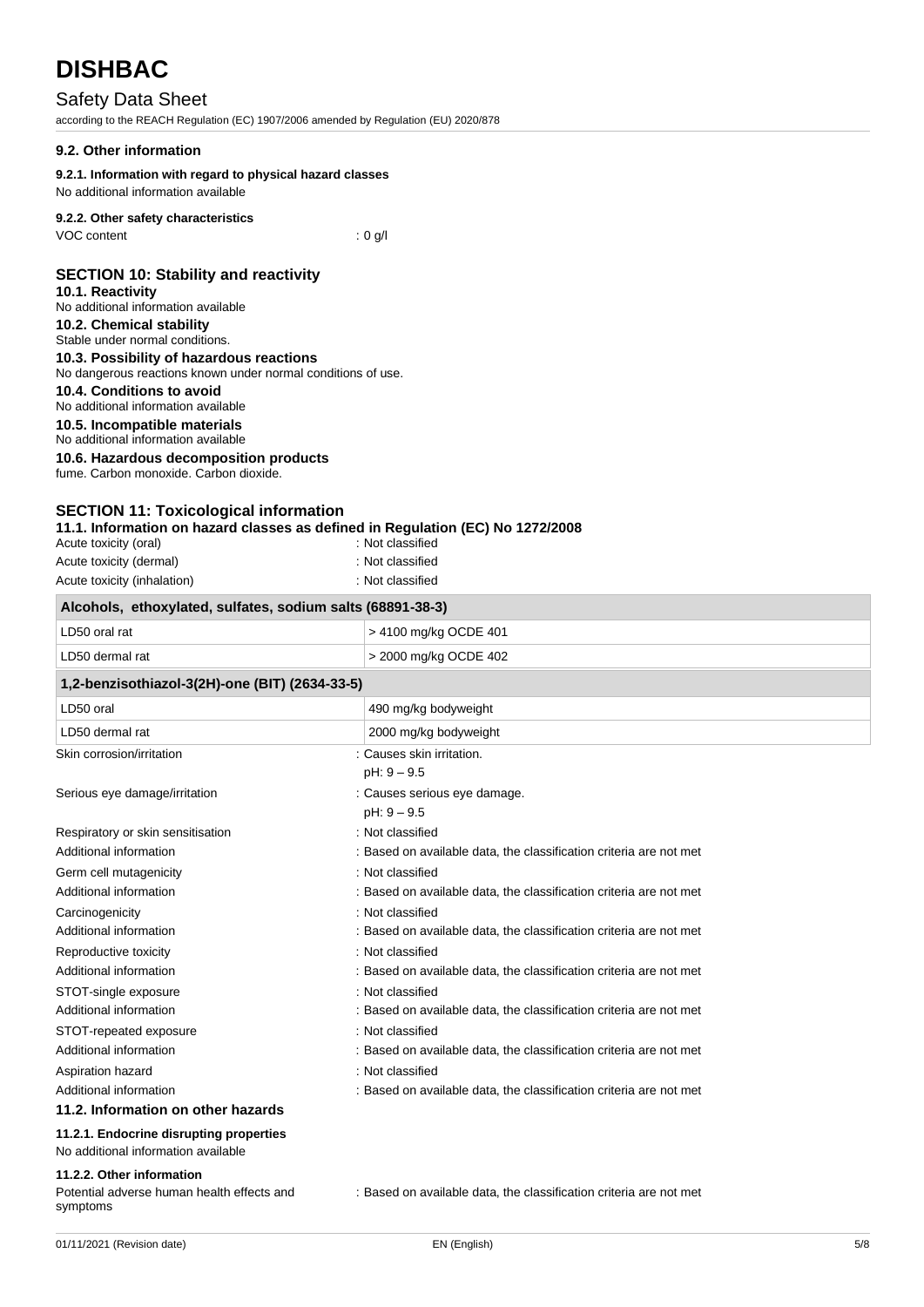### 9.2. Other information

**9.2.1. Information with regard to physical hazard classes**

No additional information available

**9.2.2. Other safety characteristics**

VOC content : 0 g/l

## SECTION 10: Stability and reactivity

**10.1. Reactivity**

No additional information available

**10.2. Chemical stability**

Stable under normal conditions.

**10.3. Possibility of hazardous reactions**

No dangerous reactions known under normal conditions of use.

**10.4. Conditions to avoid**

No additional information available

**10.5. Incompatible materials**

No additional information available

**10.6. Hazardous decomposition products**

fume. Carbon monoxide. Carbon dioxide.

## SECTION 11: Toxicological information

**11.1. Information on hazard classes as defined in Regulation (EC) No 1272/2008**

Acute toxicity (oral) : Not classified

Acute toxicity (dermal) : Not classified

Acute toxicity (inhalation) : Not classified

| Alcohols, ethoxylated, sulfates, sodium salts (68891-38-3) | |
|---|---|
| LD50 oral rat | > 4100 mg/kg OCDE 401 |
| LD50 dermal rat | > 2000 mg/kg OCDE 402 |

| 1,2-benzisothiazol-3(2H)-one (BIT) (2634-33-5) | |
|---|---|
| LD50 oral | 490 mg/kg bodyweight |
| LD50 dermal rat | 2000 mg/kg bodyweight |

Skin corrosion/irritation : Causes skin irritation.
pH: 9 – 9.5

Serious eye damage/irritation : Causes serious eye damage.
pH: 9 – 9.5

Respiratory or skin sensitisation : Not classified

Additional information : Based on available data, the classification criteria are not met

Germ cell mutagenicity : Not classified

Additional information : Based on available data, the classification criteria are not met

Carcinogenicity : Not classified

Additional information : Based on available data, the classification criteria are not met

Reproductive toxicity : Not classified

Additional information : Based on available data, the classification criteria are not met

STOT-single exposure : Not classified

Additional information : Based on available data, the classification criteria are not met

STOT-repeated exposure : Not classified

Additional information : Based on available data, the classification criteria are not met

Aspiration hazard : Not classified

Additional information : Based on available data, the classification criteria are not met

### 11.2. Information on other hazards

**11.2.1. Endocrine disrupting properties**

No additional information available

**11.2.2. Other information**

Potential adverse human health effects and symptoms : Based on available data, the classification criteria are not met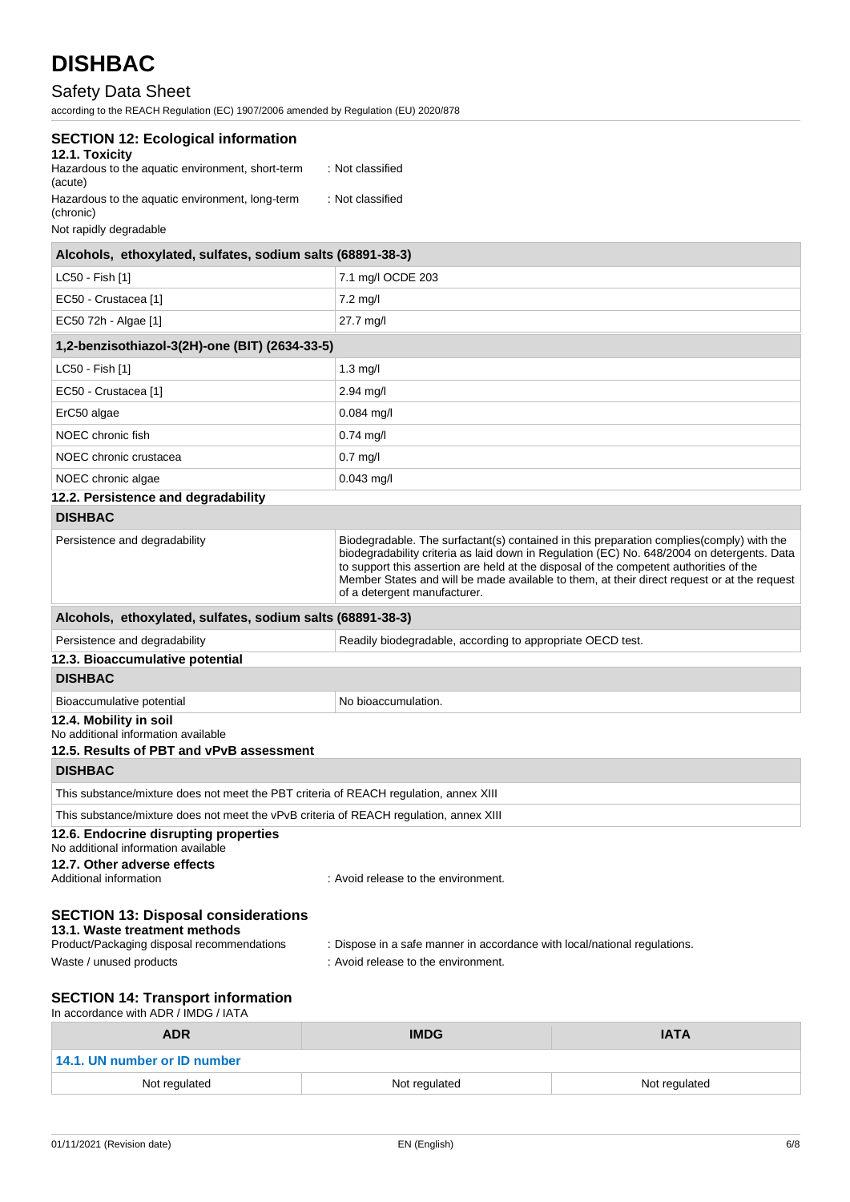## SECTION 12: Ecological information

### 12.1. Toxicity

Hazardous to the aquatic environment, short-term (acute) : Not classified

Hazardous to the aquatic environment, long-term (chronic) : Not classified

Not rapidly degradable

| Alcohols, ethoxylated, sulfates, sodium salts (68891-38-3) | |
|---|---|
| LC50 - Fish [1] | 7.1 mg/l OCDE 203 |
| EC50 - Crustacea [1] | 7.2 mg/l |
| EC50 72h - Algae [1] | 27.7 mg/l |

| 1,2-benzisothiazol-3(2H)-one (BIT) (2634-33-5) | |
|---|---|
| LC50 - Fish [1] | 1.3 mg/l |
| EC50 - Crustacea [1] | 2.94 mg/l |
| ErC50 algae | 0.084 mg/l |
| NOEC chronic fish | 0.74 mg/l |
| NOEC chronic crustacea | 0.7 mg/l |
| NOEC chronic algae | 0.043 mg/l |

### 12.2. Persistence and degradability

| DISHBAC | |
|---|---|
| Persistence and degradability | Biodegradable. The surfactant(s) contained in this preparation complies(comply) with the biodegradability criteria as laid down in Regulation (EC) No. 648/2004 on detergents. Data to support this assertion are held at the disposal of the competent authorities of the Member States and will be made available to them, at their direct request or at the request of a detergent manufacturer. |

| Alcohols, ethoxylated, sulfates, sodium salts (68891-38-3) | |
|---|---|
| Persistence and degradability | Readily biodegradable, according to appropriate OECD test. |

### 12.3. Bioaccumulative potential

| DISHBAC | |
|---|---|
| Bioaccumulative potential | No bioaccumulation. |

### 12.4. Mobility in soil

No additional information available

### 12.5. Results of PBT and vPvB assessment

| DISHBAC |
|---|
| This substance/mixture does not meet the PBT criteria of REACH regulation, annex XIII |
| This substance/mixture does not meet the vPvB criteria of REACH regulation, annex XIII |

### 12.6. Endocrine disrupting properties

No additional information available

### 12.7. Other adverse effects

Additional information : Avoid release to the environment.

## SECTION 13: Disposal considerations

### 13.1. Waste treatment methods

Product/Packaging disposal recommendations : Dispose in a safe manner in accordance with local/national regulations.

Waste / unused products : Avoid release to the environment.

## SECTION 14: Transport information

In accordance with ADR / IMDG / IATA

| ADR | IMDG | IATA |
|---|---|---|
| **14.1. UN number or ID number** | | |
| Not regulated | Not regulated | Not regulated |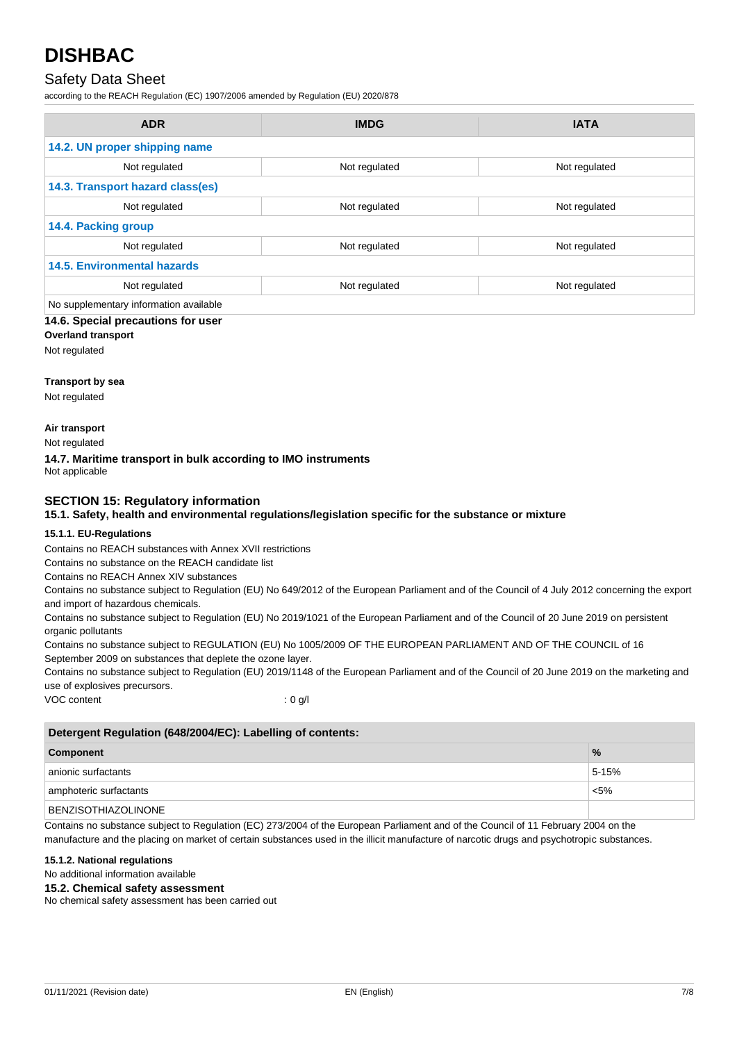| ADR | IMDG | IATA |
| --- | --- | --- |
| **14.2. UN proper shipping name** | | |
| Not regulated | Not regulated | Not regulated |
| **14.3. Transport hazard class(es)** | | |
| Not regulated | Not regulated | Not regulated |
| **14.4. Packing group** | | |
| Not regulated | Not regulated | Not regulated |
| **14.5. Environmental hazards** | | |
| Not regulated | Not regulated | Not regulated |
| No supplementary information available | | |

### 14.6. Special precautions for user

**Overland transport**

Not regulated

**Transport by sea**

Not regulated

**Air transport**

Not regulated

### 14.7. Maritime transport in bulk according to IMO instruments

Not applicable

## SECTION 15: Regulatory information

### 15.1. Safety, health and environmental regulations/legislation specific for the substance or mixture

#### 15.1.1. EU-Regulations

Contains no REACH substances with Annex XVII restrictions

Contains no substance on the REACH candidate list

Contains no REACH Annex XIV substances

Contains no substance subject to Regulation (EU) No 649/2012 of the European Parliament and of the Council of 4 July 2012 concerning the export and import of hazardous chemicals.

Contains no substance subject to Regulation (EU) No 2019/1021 of the European Parliament and of the Council of 20 June 2019 on persistent organic pollutants

Contains no substance subject to REGULATION (EU) No 1005/2009 OF THE EUROPEAN PARLIAMENT AND OF THE COUNCIL of 16 September 2009 on substances that deplete the ozone layer.

Contains no substance subject to Regulation (EU) 2019/1148 of the European Parliament and of the Council of 20 June 2019 on the marketing and use of explosives precursors.

VOC content : 0 g/l

| Detergent Regulation (648/2004/EC): Labelling of contents: | |
| --- | --- |
| **Component** | **%** |
| anionic surfactants | 5-15% |
| amphoteric surfactants | <5% |
| BENZISOTHIAZOLINONE | |

Contains no substance subject to Regulation (EC) 273/2004 of the European Parliament and of the Council of 11 February 2004 on the manufacture and the placing on market of certain substances used in the illicit manufacture of narcotic drugs and psychotropic substances.

#### 15.1.2. National regulations

No additional information available

### 15.2. Chemical safety assessment

No chemical safety assessment has been carried out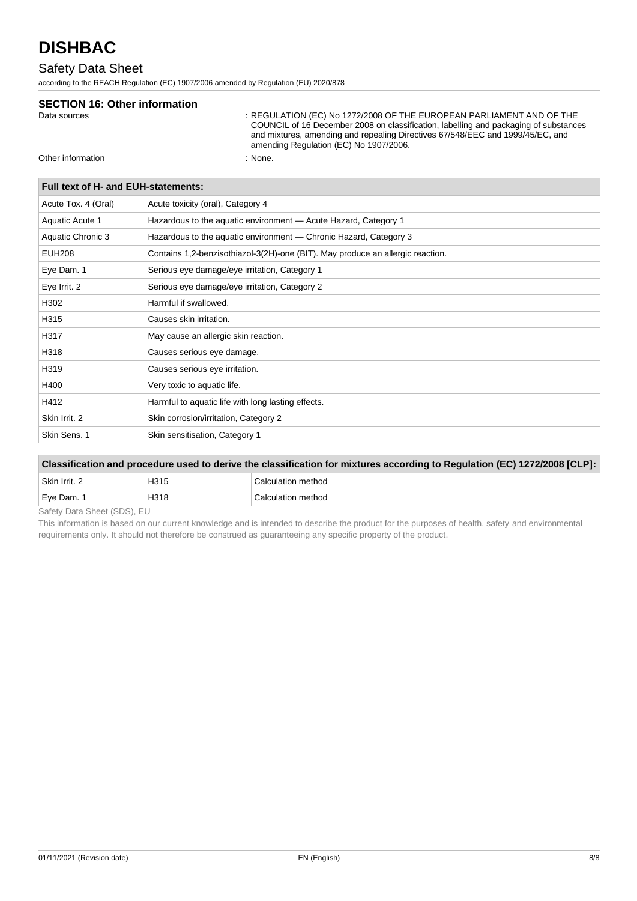# DISHBAC

## Safety Data Sheet

according to the REACH Regulation (EC) 1907/2006 amended by Regulation (EU) 2020/878

### SECTION 16: Other information

Data sources : REGULATION (EC) No 1272/2008 OF THE EUROPEAN PARLIAMENT AND OF THE COUNCIL of 16 December 2008 on classification, labelling and packaging of substances and mixtures, amending and repealing Directives 67/548/EEC and 1999/45/EC, and amending Regulation (EC) No 1907/2006.

Other information : None.

| Full text of H- and EUH-statements: | |
|---|---|
| Acute Tox. 4 (Oral) | Acute toxicity (oral), Category 4 |
| Aquatic Acute 1 | Hazardous to the aquatic environment — Acute Hazard, Category 1 |
| Aquatic Chronic 3 | Hazardous to the aquatic environment — Chronic Hazard, Category 3 |
| EUH208 | Contains 1,2-benzisothiazol-3(2H)-one (BIT). May produce an allergic reaction. |
| Eye Dam. 1 | Serious eye damage/eye irritation, Category 1 |
| Eye Irrit. 2 | Serious eye damage/eye irritation, Category 2 |
| H302 | Harmful if swallowed. |
| H315 | Causes skin irritation. |
| H317 | May cause an allergic skin reaction. |
| H318 | Causes serious eye damage. |
| H319 | Causes serious eye irritation. |
| H400 | Very toxic to aquatic life. |
| H412 | Harmful to aquatic life with long lasting effects. |
| Skin Irrit. 2 | Skin corrosion/irritation, Category 2 |
| Skin Sens. 1 | Skin sensitisation, Category 1 |

| Classification and procedure used to derive the classification for mixtures according to Regulation (EC) 1272/2008 [CLP]: | | |
|---|---|---|
| Skin Irrit. 2 | H315 | Calculation method |
| Eye Dam. 1 | H318 | Calculation method |

Safety Data Sheet (SDS), EU

This information is based on our current knowledge and is intended to describe the product for the purposes of health, safety and environmental requirements only. It should not therefore be construed as guaranteeing any specific property of the product.